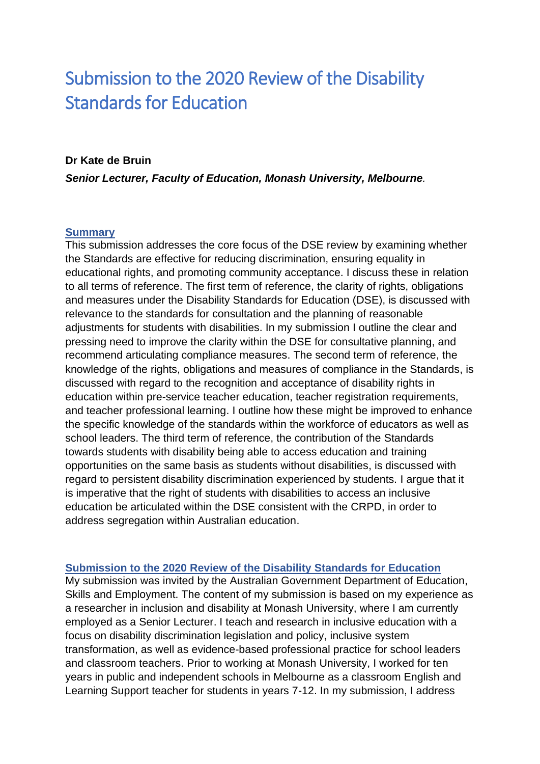# Submission to the 2020 Review of the Disability Standards for Education

**Dr Kate de Bruin**

***Senior Lecturer, Faculty of Education, Monash University, Melbourne.***

## Summary

This submission addresses the core focus of the DSE review by examining whether the Standards are effective for reducing discrimination, ensuring equality in educational rights, and promoting community acceptance. I discuss these in relation to all terms of reference. The first term of reference, the clarity of rights, obligations and measures under the Disability Standards for Education (DSE), is discussed with relevance to the standards for consultation and the planning of reasonable adjustments for students with disabilities. In my submission I outline the clear and pressing need to improve the clarity within the DSE for consultative planning, and recommend articulating compliance measures. The second term of reference, the knowledge of the rights, obligations and measures of compliance in the Standards, is discussed with regard to the recognition and acceptance of disability rights in education within pre-service teacher education, teacher registration requirements, and teacher professional learning. I outline how these might be improved to enhance the specific knowledge of the standards within the workforce of educators as well as school leaders. The third term of reference, the contribution of the Standards towards students with disability being able to access education and training opportunities on the same basis as students without disabilities, is discussed with regard to persistent disability discrimination experienced by students. I argue that it is imperative that the right of students with disabilities to access an inclusive education be articulated within the DSE consistent with the CRPD, in order to address segregation within Australian education.

## Submission to the 2020 Review of the Disability Standards for Education

My submission was invited by the Australian Government Department of Education, Skills and Employment. The content of my submission is based on my experience as a researcher in inclusion and disability at Monash University, where I am currently employed as a Senior Lecturer. I teach and research in inclusive education with a focus on disability discrimination legislation and policy, inclusive system transformation, as well as evidence-based professional practice for school leaders and classroom teachers. Prior to working at Monash University, I worked for ten years in public and independent schools in Melbourne as a classroom English and Learning Support teacher for students in years 7-12. In my submission, I address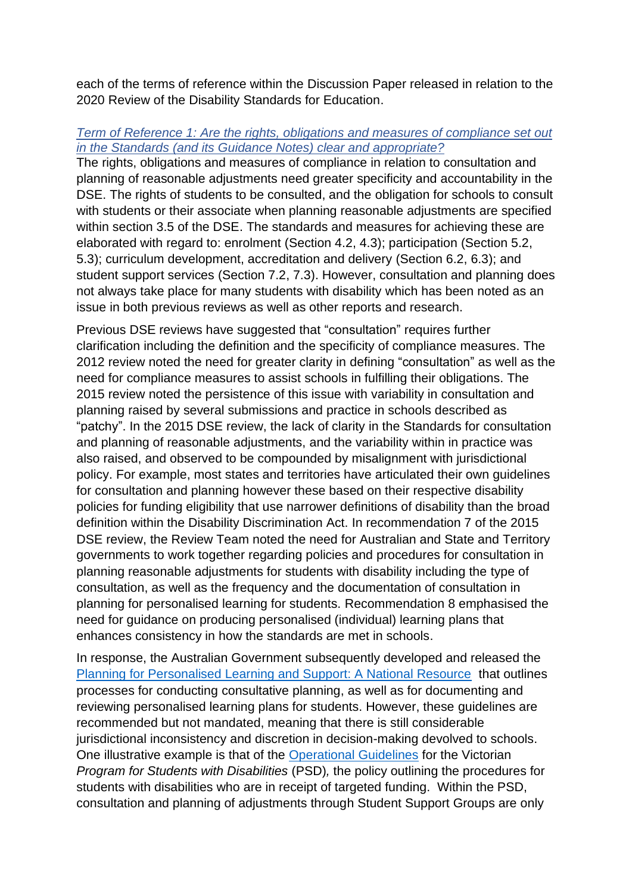each of the terms of reference within the Discussion Paper released in relation to the 2020 Review of the Disability Standards for Education.

*Term of Reference 1: Are the rights, obligations and measures of compliance set out in the Standards (and its Guidance Notes) clear and appropriate?*

The rights, obligations and measures of compliance in relation to consultation and planning of reasonable adjustments need greater specificity and accountability in the DSE. The rights of students to be consulted, and the obligation for schools to consult with students or their associate when planning reasonable adjustments are specified within section 3.5 of the DSE. The standards and measures for achieving these are elaborated with regard to: enrolment (Section 4.2, 4.3); participation (Section 5.2, 5.3); curriculum development, accreditation and delivery (Section 6.2, 6.3); and student support services (Section 7.2, 7.3). However, consultation and planning does not always take place for many students with disability which has been noted as an issue in both previous reviews as well as other reports and research.

Previous DSE reviews have suggested that "consultation" requires further clarification including the definition and the specificity of compliance measures. The 2012 review noted the need for greater clarity in defining "consultation" as well as the need for compliance measures to assist schools in fulfilling their obligations. The 2015 review noted the persistence of this issue with variability in consultation and planning raised by several submissions and practice in schools described as "patchy". In the 2015 DSE review, the lack of clarity in the Standards for consultation and planning of reasonable adjustments, and the variability within in practice was also raised, and observed to be compounded by misalignment with jurisdictional policy. For example, most states and territories have articulated their own guidelines for consultation and planning however these based on their respective disability policies for funding eligibility that use narrower definitions of disability than the broad definition within the Disability Discrimination Act. In recommendation 7 of the 2015 DSE review, the Review Team noted the need for Australian and State and Territory governments to work together regarding policies and procedures for consultation in planning reasonable adjustments for students with disability including the type of consultation, as well as the frequency and the documentation of consultation in planning for personalised learning for students. Recommendation 8 emphasised the need for guidance on producing personalised (individual) learning plans that enhances consistency in how the standards are met in schools.

In response, the Australian Government subsequently developed and released the Planning for Personalised Learning and Support: A National Resource that outlines processes for conducting consultative planning, as well as for documenting and reviewing personalised learning plans for students. However, these guidelines are recommended but not mandated, meaning that there is still considerable jurisdictional inconsistency and discretion in decision-making devolved to schools. One illustrative example is that of the Operational Guidelines for the Victorian *Program for Students with Disabilities* (PSD)*,* the policy outlining the procedures for students with disabilities who are in receipt of targeted funding. Within the PSD, consultation and planning of adjustments through Student Support Groups are only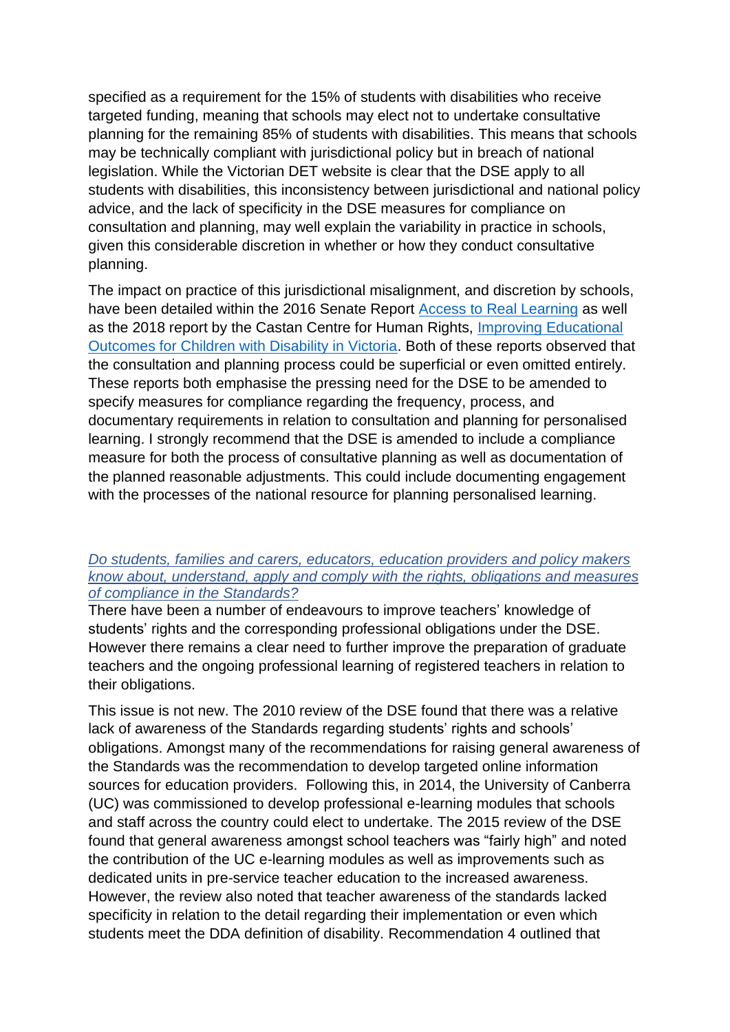specified as a requirement for the 15% of students with disabilities who receive targeted funding, meaning that schools may elect not to undertake consultative planning for the remaining 85% of students with disabilities. This means that schools may be technically compliant with jurisdictional policy but in breach of national legislation. While the Victorian DET website is clear that the DSE apply to all students with disabilities, this inconsistency between jurisdictional and national policy advice, and the lack of specificity in the DSE measures for compliance on consultation and planning, may well explain the variability in practice in schools, given this considerable discretion in whether or how they conduct consultative planning.

The impact on practice of this jurisdictional misalignment, and discretion by schools, have been detailed within the 2016 Senate Report Access to Real Learning as well as the 2018 report by the Castan Centre for Human Rights, Improving Educational Outcomes for Children with Disability in Victoria. Both of these reports observed that the consultation and planning process could be superficial or even omitted entirely. These reports both emphasise the pressing need for the DSE to be amended to specify measures for compliance regarding the frequency, process, and documentary requirements in relation to consultation and planning for personalised learning. I strongly recommend that the DSE is amended to include a compliance measure for both the process of consultative planning as well as documentation of the planned reasonable adjustments. This could include documenting engagement with the processes of the national resource for planning personalised learning.

*Do students, families and carers, educators, education providers and policy makers know about, understand, apply and comply with the rights, obligations and measures of compliance in the Standards?*

There have been a number of endeavours to improve teachers' knowledge of students' rights and the corresponding professional obligations under the DSE. However there remains a clear need to further improve the preparation of graduate teachers and the ongoing professional learning of registered teachers in relation to their obligations.

This issue is not new. The 2010 review of the DSE found that there was a relative lack of awareness of the Standards regarding students' rights and schools' obligations. Amongst many of the recommendations for raising general awareness of the Standards was the recommendation to develop targeted online information sources for education providers. Following this, in 2014, the University of Canberra (UC) was commissioned to develop professional e-learning modules that schools and staff across the country could elect to undertake. The 2015 review of the DSE found that general awareness amongst school teachers was "fairly high" and noted the contribution of the UC e-learning modules as well as improvements such as dedicated units in pre-service teacher education to the increased awareness. However, the review also noted that teacher awareness of the standards lacked specificity in relation to the detail regarding their implementation or even which students meet the DDA definition of disability. Recommendation 4 outlined that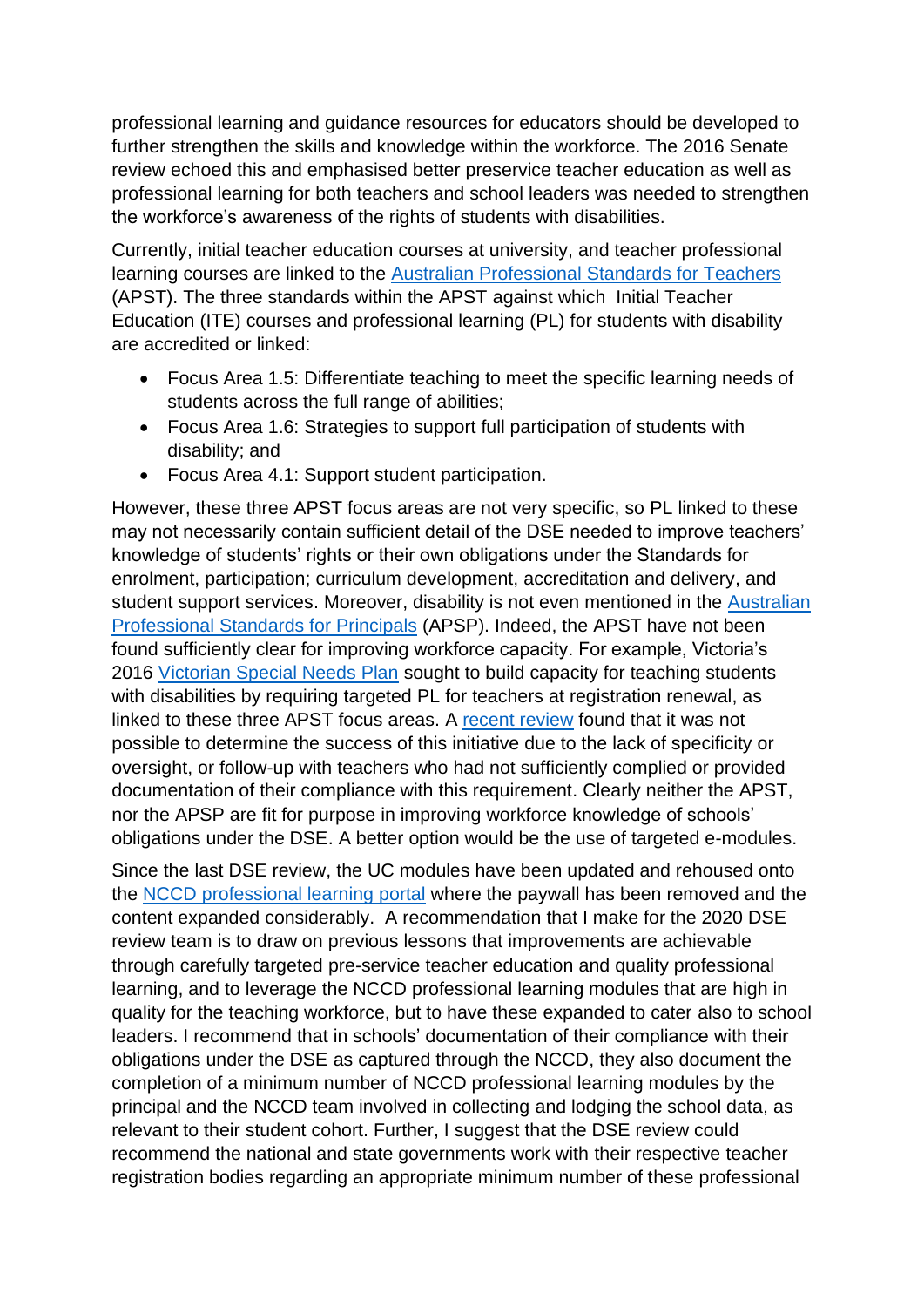professional learning and guidance resources for educators should be developed to further strengthen the skills and knowledge within the workforce. The 2016 Senate review echoed this and emphasised better preservice teacher education as well as professional learning for both teachers and school leaders was needed to strengthen the workforce's awareness of the rights of students with disabilities.

Currently, initial teacher education courses at university, and teacher professional learning courses are linked to the Australian Professional Standards for Teachers (APST). The three standards within the APST against which Initial Teacher Education (ITE) courses and professional learning (PL) for students with disability are accredited or linked:

- Focus Area 1.5: Differentiate teaching to meet the specific learning needs of students across the full range of abilities;
- Focus Area 1.6: Strategies to support full participation of students with disability; and
- Focus Area 4.1: Support student participation.

However, these three APST focus areas are not very specific, so PL linked to these may not necessarily contain sufficient detail of the DSE needed to improve teachers' knowledge of students' rights or their own obligations under the Standards for enrolment, participation; curriculum development, accreditation and delivery, and student support services. Moreover, disability is not even mentioned in the Australian Professional Standards for Principals (APSP). Indeed, the APST have not been found sufficiently clear for improving workforce capacity. For example, Victoria's 2016 Victorian Special Needs Plan sought to build capacity for teaching students with disabilities by requiring targeted PL for teachers at registration renewal, as linked to these three APST focus areas. A recent review found that it was not possible to determine the success of this initiative due to the lack of specificity or oversight, or follow-up with teachers who had not sufficiently complied or provided documentation of their compliance with this requirement. Clearly neither the APST, nor the APSP are fit for purpose in improving workforce knowledge of schools' obligations under the DSE. A better option would be the use of targeted e-modules.

Since the last DSE review, the UC modules have been updated and rehoused onto the NCCD professional learning portal where the paywall has been removed and the content expanded considerably. A recommendation that I make for the 2020 DSE review team is to draw on previous lessons that improvements are achievable through carefully targeted pre-service teacher education and quality professional learning, and to leverage the NCCD professional learning modules that are high in quality for the teaching workforce, but to have these expanded to cater also to school leaders. I recommend that in schools' documentation of their compliance with their obligations under the DSE as captured through the NCCD, they also document the completion of a minimum number of NCCD professional learning modules by the principal and the NCCD team involved in collecting and lodging the school data, as relevant to their student cohort. Further, I suggest that the DSE review could recommend the national and state governments work with their respective teacher registration bodies regarding an appropriate minimum number of these professional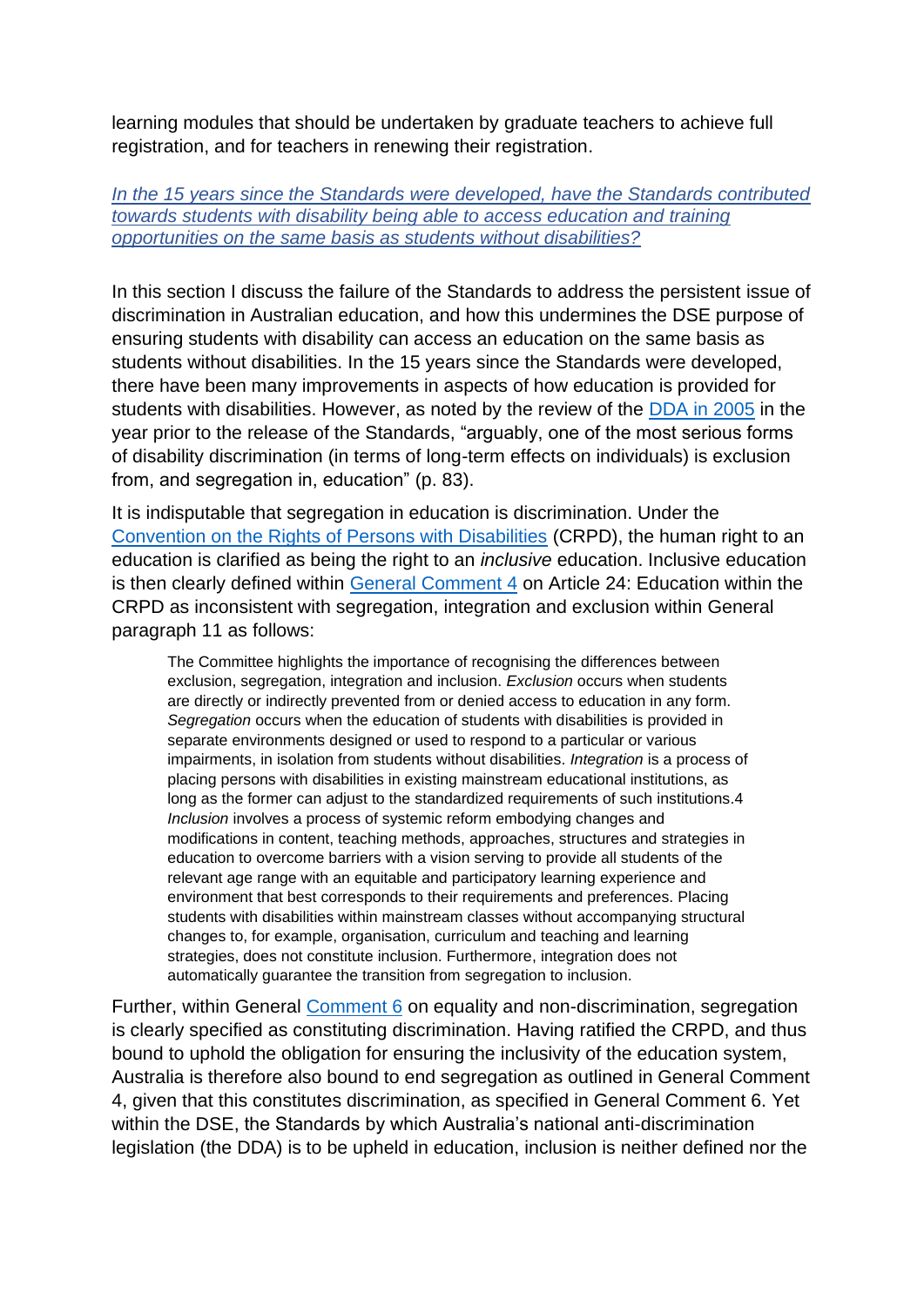learning modules that should be undertaken by graduate teachers to achieve full registration, and for teachers in renewing their registration.

*In the 15 years since the Standards were developed, have the Standards contributed towards students with disability being able to access education and training opportunities on the same basis as students without disabilities?*

In this section I discuss the failure of the Standards to address the persistent issue of discrimination in Australian education, and how this undermines the DSE purpose of ensuring students with disability can access an education on the same basis as students without disabilities. In the 15 years since the Standards were developed, there have been many improvements in aspects of how education is provided for students with disabilities. However, as noted by the review of the DDA in 2005 in the year prior to the release of the Standards, "arguably, one of the most serious forms of disability discrimination (in terms of long-term effects on individuals) is exclusion from, and segregation in, education" (p. 83).

It is indisputable that segregation in education is discrimination. Under the Convention on the Rights of Persons with Disabilities (CRPD), the human right to an education is clarified as being the right to an *inclusive* education. Inclusive education is then clearly defined within General Comment 4 on Article 24: Education within the CRPD as inconsistent with segregation, integration and exclusion within General paragraph 11 as follows:

> The Committee highlights the importance of recognising the differences between exclusion, segregation, integration and inclusion. *Exclusion* occurs when students are directly or indirectly prevented from or denied access to education in any form. *Segregation* occurs when the education of students with disabilities is provided in separate environments designed or used to respond to a particular or various impairments, in isolation from students without disabilities. *Integration* is a process of placing persons with disabilities in existing mainstream educational institutions, as long as the former can adjust to the standardized requirements of such institutions.4 *Inclusion* involves a process of systemic reform embodying changes and modifications in content, teaching methods, approaches, structures and strategies in education to overcome barriers with a vision serving to provide all students of the relevant age range with an equitable and participatory learning experience and environment that best corresponds to their requirements and preferences. Placing students with disabilities within mainstream classes without accompanying structural changes to, for example, organisation, curriculum and teaching and learning strategies, does not constitute inclusion. Furthermore, integration does not automatically guarantee the transition from segregation to inclusion.

Further, within General Comment 6 on equality and non-discrimination, segregation is clearly specified as constituting discrimination. Having ratified the CRPD, and thus bound to uphold the obligation for ensuring the inclusivity of the education system, Australia is therefore also bound to end segregation as outlined in General Comment 4, given that this constitutes discrimination, as specified in General Comment 6. Yet within the DSE, the Standards by which Australia's national anti-discrimination legislation (the DDA) is to be upheld in education, inclusion is neither defined nor the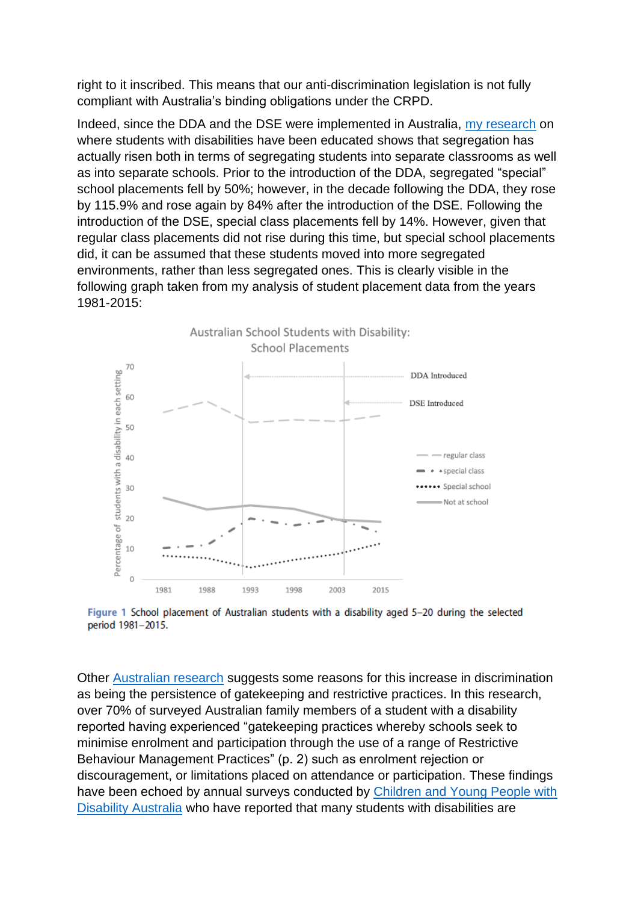right to it inscribed. This means that our anti-discrimination legislation is not fully compliant with Australia's binding obligations under the CRPD.

Indeed, since the DDA and the DSE were implemented in Australia, my research on where students with disabilities have been educated shows that segregation has actually risen both in terms of segregating students into separate classrooms as well as into separate schools. Prior to the introduction of the DDA, segregated "special" school placements fell by 50%; however, in the decade following the DDA, they rose by 115.9% and rose again by 84% after the introduction of the DSE. Following the introduction of the DSE, special class placements fell by 14%. However, given that regular class placements did not rise during this time, but special school placements did, it can be assumed that these students moved into more segregated environments, rather than less segregated ones. This is clearly visible in the following graph taken from my analysis of student placement data from the years 1981-2015:

Australian School Students with Disability: School Placements

**Figure 1** School placement of Australian students with a disability aged 5–20 during the selected period 1981–2015.

Other Australian research suggests some reasons for this increase in discrimination as being the persistence of gatekeeping and restrictive practices. In this research, over 70% of surveyed Australian family members of a student with a disability reported having experienced "gatekeeping practices whereby schools seek to minimise enrolment and participation through the use of a range of Restrictive Behaviour Management Practices" (p. 2) such as enrolment rejection or discouragement, or limitations placed on attendance or participation. These findings have been echoed by annual surveys conducted by Children and Young People with Disability Australia who have reported that many students with disabilities are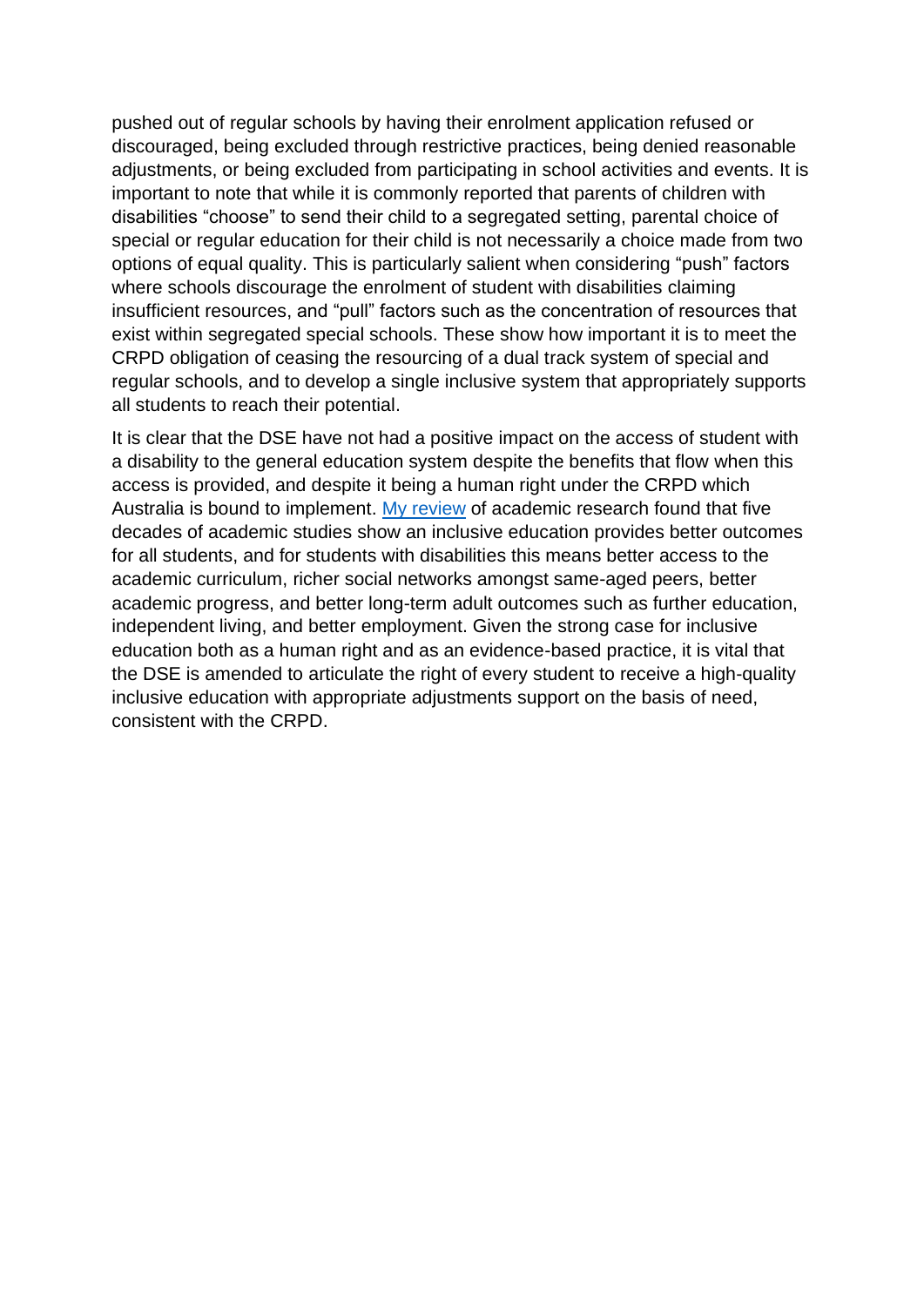pushed out of regular schools by having their enrolment application refused or discouraged, being excluded through restrictive practices, being denied reasonable adjustments, or being excluded from participating in school activities and events. It is important to note that while it is commonly reported that parents of children with disabilities "choose" to send their child to a segregated setting, parental choice of special or regular education for their child is not necessarily a choice made from two options of equal quality. This is particularly salient when considering "push" factors where schools discourage the enrolment of student with disabilities claiming insufficient resources, and "pull" factors such as the concentration of resources that exist within segregated special schools. These show how important it is to meet the CRPD obligation of ceasing the resourcing of a dual track system of special and regular schools, and to develop a single inclusive system that appropriately supports all students to reach their potential.

It is clear that the DSE have not had a positive impact on the access of student with a disability to the general education system despite the benefits that flow when this access is provided, and despite it being a human right under the CRPD which Australia is bound to implement. My review of academic research found that five decades of academic studies show an inclusive education provides better outcomes for all students, and for students with disabilities this means better access to the academic curriculum, richer social networks amongst same-aged peers, better academic progress, and better long-term adult outcomes such as further education, independent living, and better employment. Given the strong case for inclusive education both as a human right and as an evidence-based practice, it is vital that the DSE is amended to articulate the right of every student to receive a high-quality inclusive education with appropriate adjustments support on the basis of need, consistent with the CRPD.